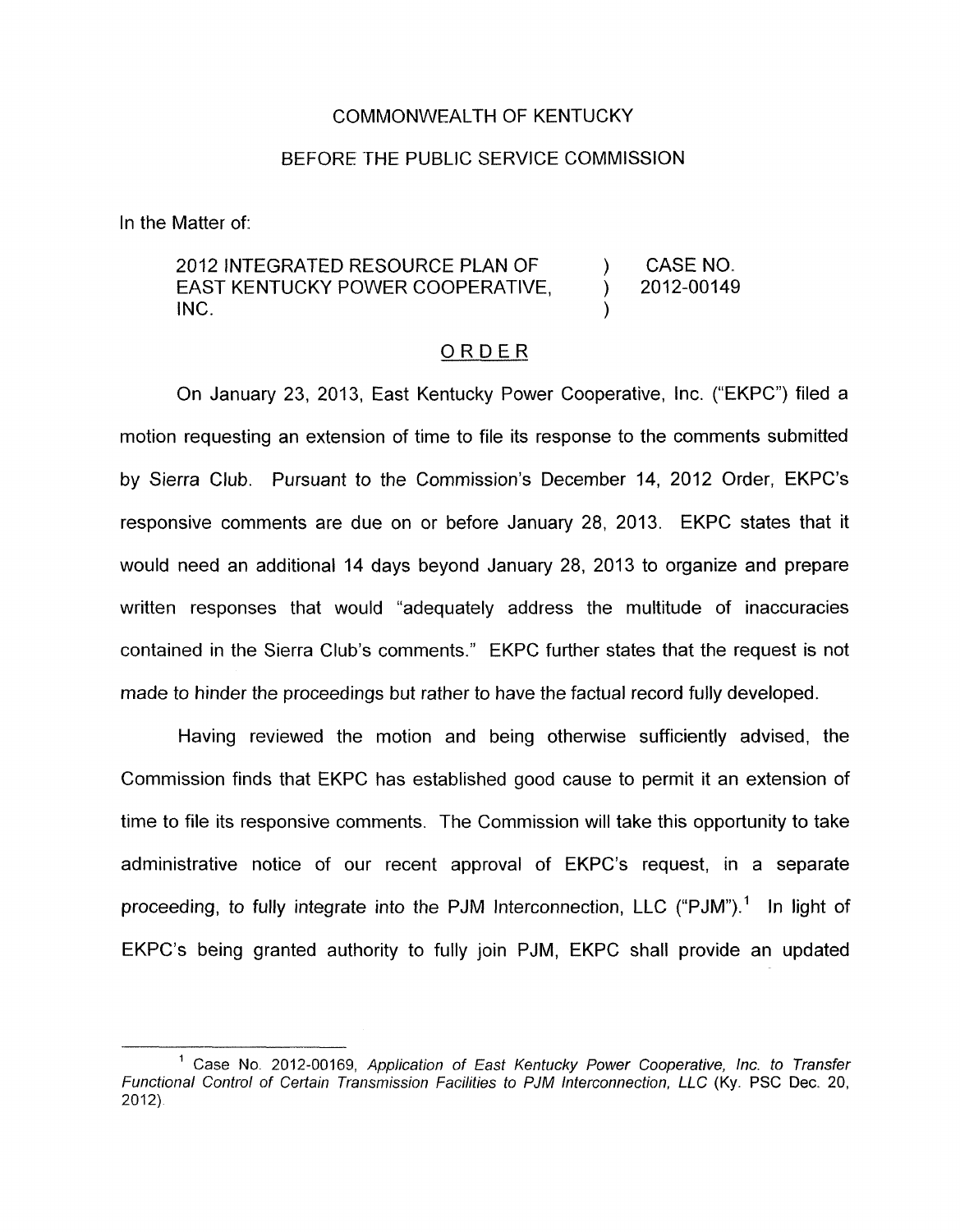COMMONWEALTH OF KENTUCKY

BEFORE THE PUBLIC SERVICE COMMISSION

In the Matter of:

| | | |
|---|---|---|
| 2012 INTEGRATED RESOURCE PLAN OF EAST KENTUCKY POWER COOPERATIVE, INC. | ) ) ) | CASE NO. 2012-00149 |

ORDER

On January 23, 2013, East Kentucky Power Cooperative, Inc. ("EKPC") filed a motion requesting an extension of time to file its response to the comments submitted by Sierra Club. Pursuant to the Commission's December 14, 2012 Order, EKPC's responsive comments are due on or before January 28, 2013. EKPC states that it would need an additional 14 days beyond January 28, 2013 to organize and prepare written responses that would "adequately address the multitude of inaccuracies contained in the Sierra Club's comments." EKPC further states that the request is not made to hinder the proceedings but rather to have the factual record fully developed.

Having reviewed the motion and being otherwise sufficiently advised, the Commission finds that EKPC has established good cause to permit it an extension of time to file its responsive comments. The Commission will take this opportunity to take administrative notice of our recent approval of EKPC's request, in a separate proceeding, to fully integrate into the PJM Interconnection, LLC ("PJM").[1] In light of EKPC's being granted authority to fully join PJM, EKPC shall provide an updated

[1] Case No. 2012-00169, *Application of East Kentucky Power Cooperative, Inc. to Transfer Functional Control of Certain Transmission Facilities to PJM Interconnection, LLC* (Ky. PSC Dec. 20, 2012).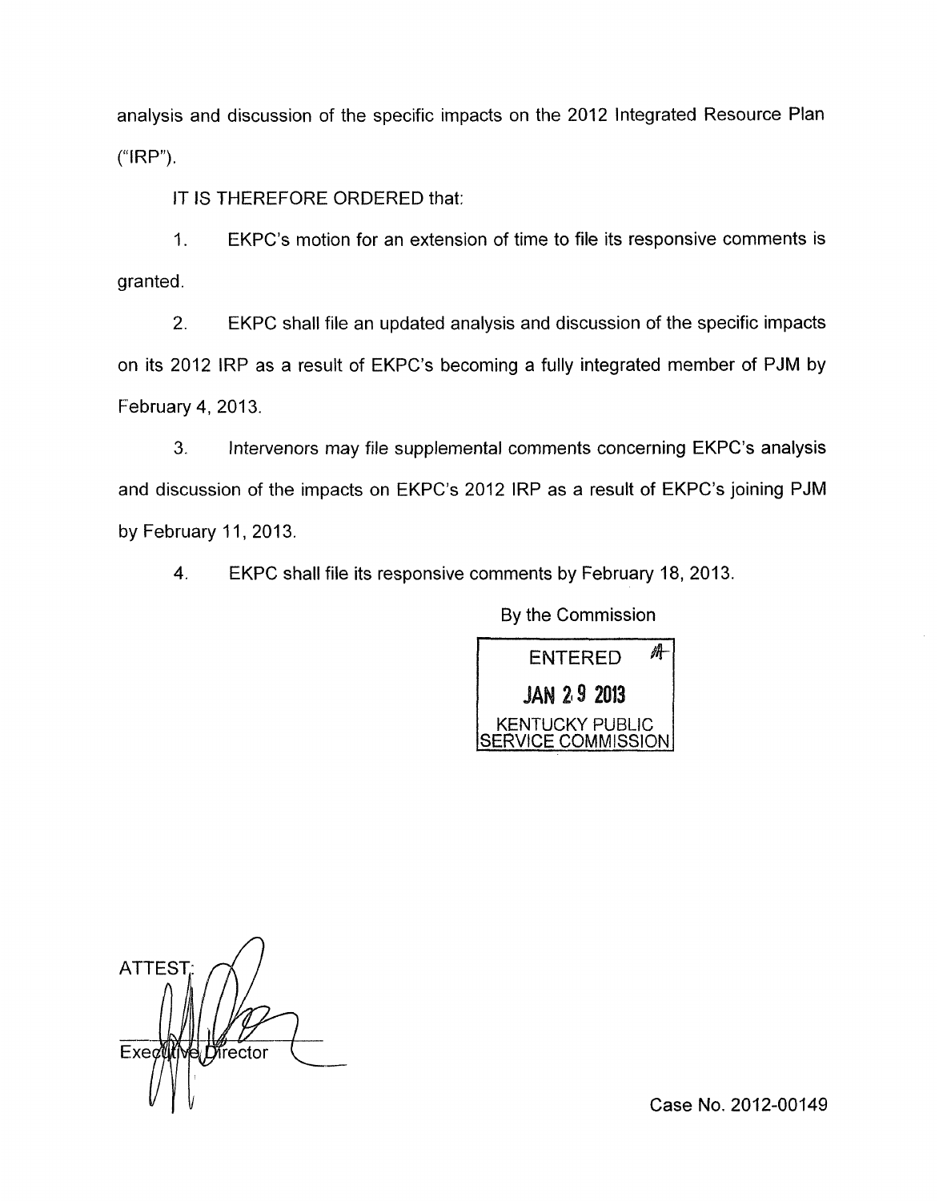analysis and discussion of the specific impacts on the 2012 Integrated Resource Plan ("IRP").

IT IS THEREFORE ORDERED that:

1. EKPC's motion for an extension of time to file its responsive comments is granted.

2. EKPC shall file an updated analysis and discussion of the specific impacts on its 2012 IRP as a result of EKPC's becoming a fully integrated member of PJM by February 4, 2013.

3. Intervenors may file supplemental comments concerning EKPC's analysis and discussion of the impacts on EKPC's 2012 IRP as a result of EKPC's joining PJM by February 11, 2013.

4. EKPC shall file its responsive comments by February 18, 2013.

By the Commission

ENTERED
JAN 29 2013
KENTUCKY PUBLIC SERVICE COMMISSION

ATTEST:

Executive Director

Case No. 2012-00149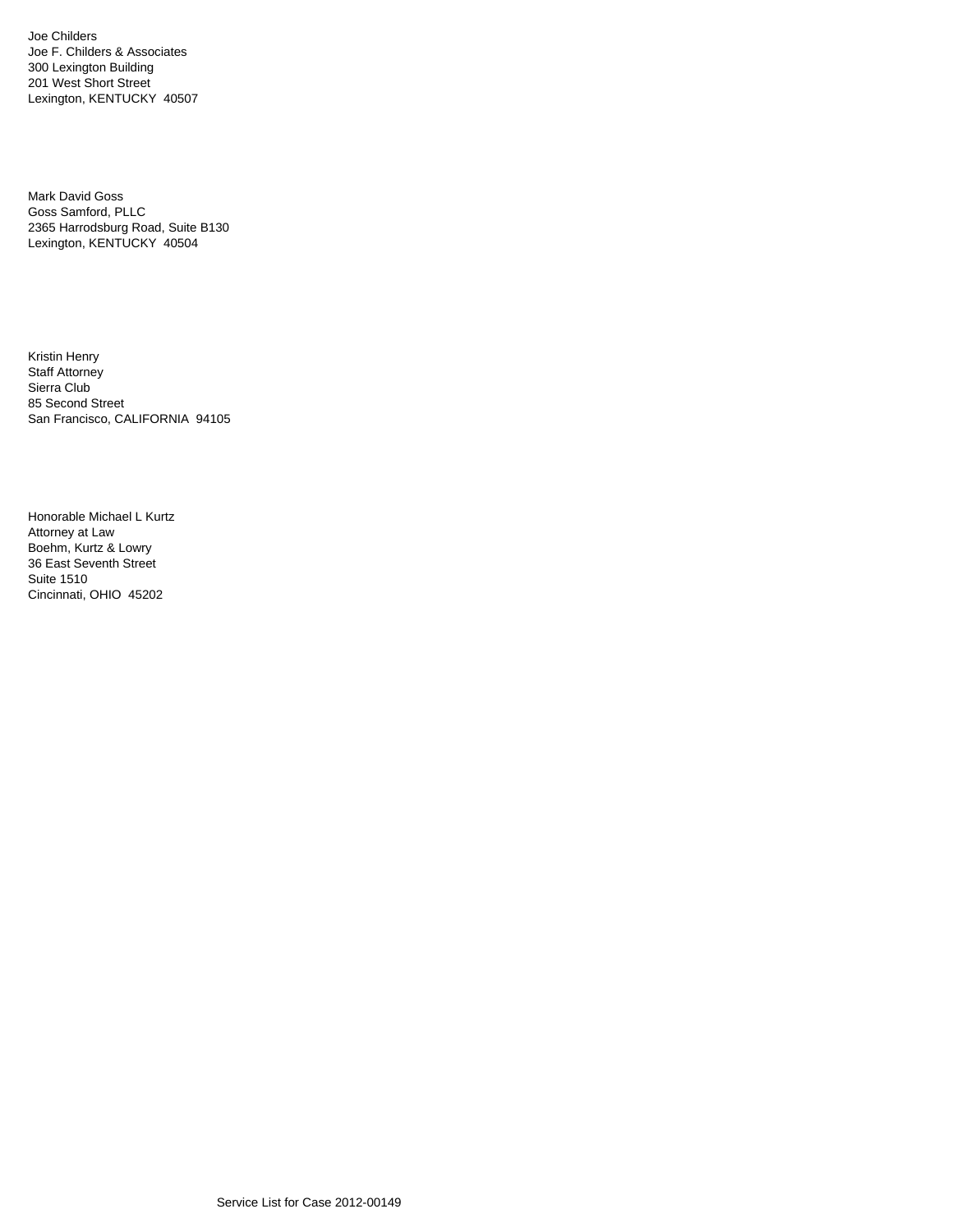Joe Childers
Joe F. Childers & Associates
300 Lexington Building
201 West Short Street
Lexington, KENTUCKY  40507

Mark David Goss
Goss Samford, PLLC
2365 Harrodsburg Road, Suite B130
Lexington, KENTUCKY  40504

Kristin Henry
Staff Attorney
Sierra Club
85 Second Street
San Francisco, CALIFORNIA  94105

Honorable Michael L Kurtz
Attorney at Law
Boehm, Kurtz & Lowry
36 East Seventh Street
Suite 1510
Cincinnati, OHIO  45202